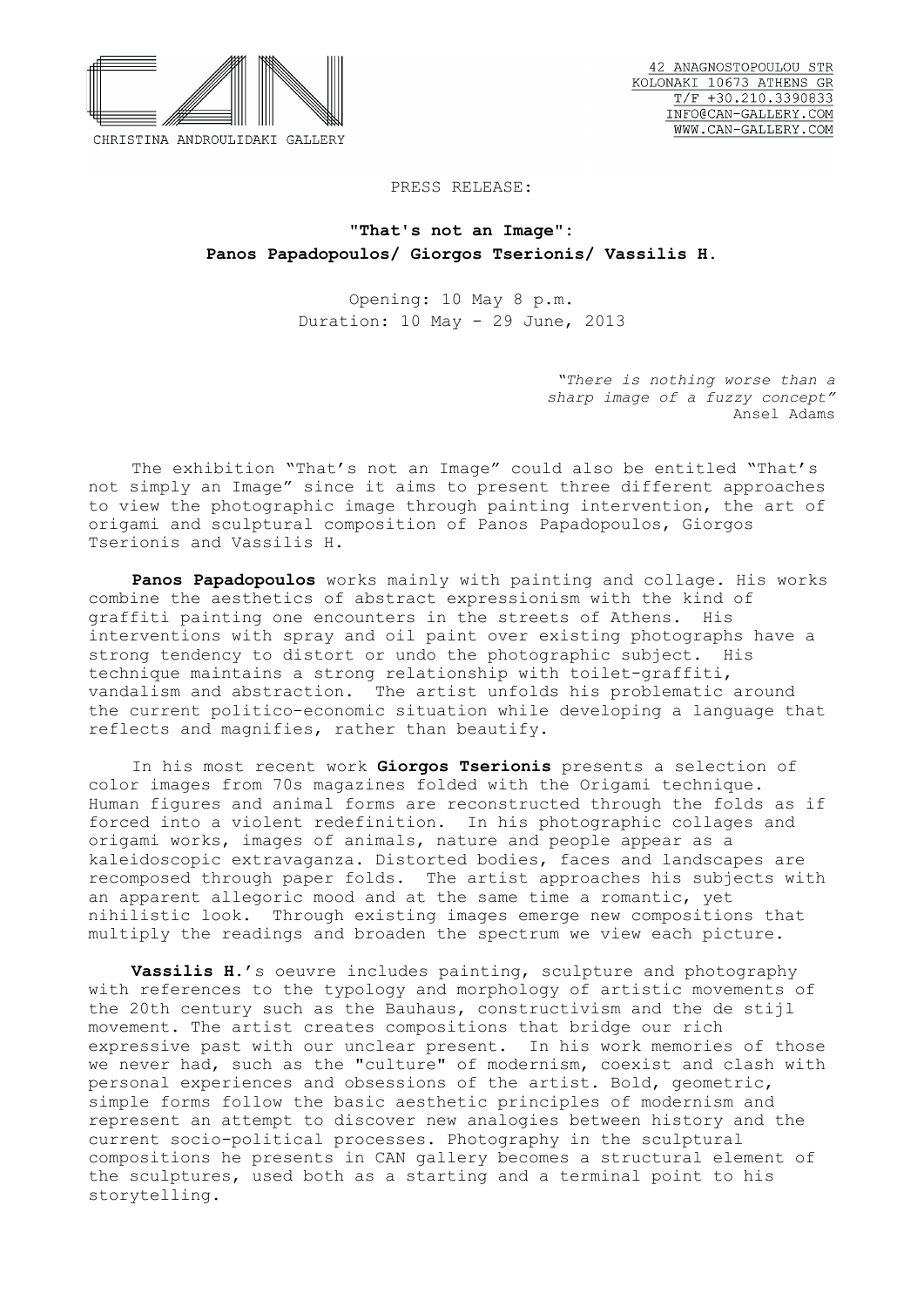CHRISTINA ANDROULIDAKI GALLERY

42 ANAGNOSTOPOULOU STR
KOLONAKI 10673 ATHENS GR
T/F +30.210.3390833
INFO@CAN-GALLERY.COM
WWW.CAN-GALLERY.COM

PRESS RELEASE:

## "That's not an Image": Panos Papadopoulos/ Giorgos Tserionis/ Vassilis H.

Opening: 10 May 8 p.m.
Duration: 10 May - 29 June, 2013

*"There is nothing worse than a sharp image of a fuzzy concept"*
Ansel Adams

The exhibition "That's not an Image" could also be entitled "That's not simply an Image" since it aims to present three different approaches to view the photographic image through painting intervention, the art of origami and sculptural composition of Panos Papadopoulos, Giorgos Tserionis and Vassilis H.

**Panos Papadopoulos** works mainly with painting and collage. His works combine the aesthetics of abstract expressionism with the kind of graffiti painting one encounters in the streets of Athens. His interventions with spray and oil paint over existing photographs have a strong tendency to distort or undo the photographic subject. His technique maintains a strong relationship with toilet-graffiti, vandalism and abstraction. The artist unfolds his problematic around the current politico-economic situation while developing a language that reflects and magnifies, rather than beautify.

In his most recent work **Giorgos Tserionis** presents a selection of color images from 70s magazines folded with the Origami technique. Human figures and animal forms are reconstructed through the folds as if forced into a violent redefinition. In his photographic collages and origami works, images of animals, nature and people appear as a kaleidoscopic extravaganza. Distorted bodies, faces and landscapes are recomposed through paper folds. The artist approaches his subjects with an apparent allegoric mood and at the same time a romantic, yet nihilistic look. Through existing images emerge new compositions that multiply the readings and broaden the spectrum we view each picture.

**Vassilis H.**'s oeuvre includes painting, sculpture and photography with references to the typology and morphology of artistic movements of the 20th century such as the Bauhaus, constructivism and the de stijl movement. The artist creates compositions that bridge our rich expressive past with our unclear present. In his work memories of those we never had, such as the "culture" of modernism, coexist and clash with personal experiences and obsessions of the artist. Bold, geometric, simple forms follow the basic aesthetic principles of modernism and represent an attempt to discover new analogies between history and the current socio-political processes. Photography in the sculptural compositions he presents in CAN gallery becomes a structural element of the sculptures, used both as a starting and a terminal point to his storytelling.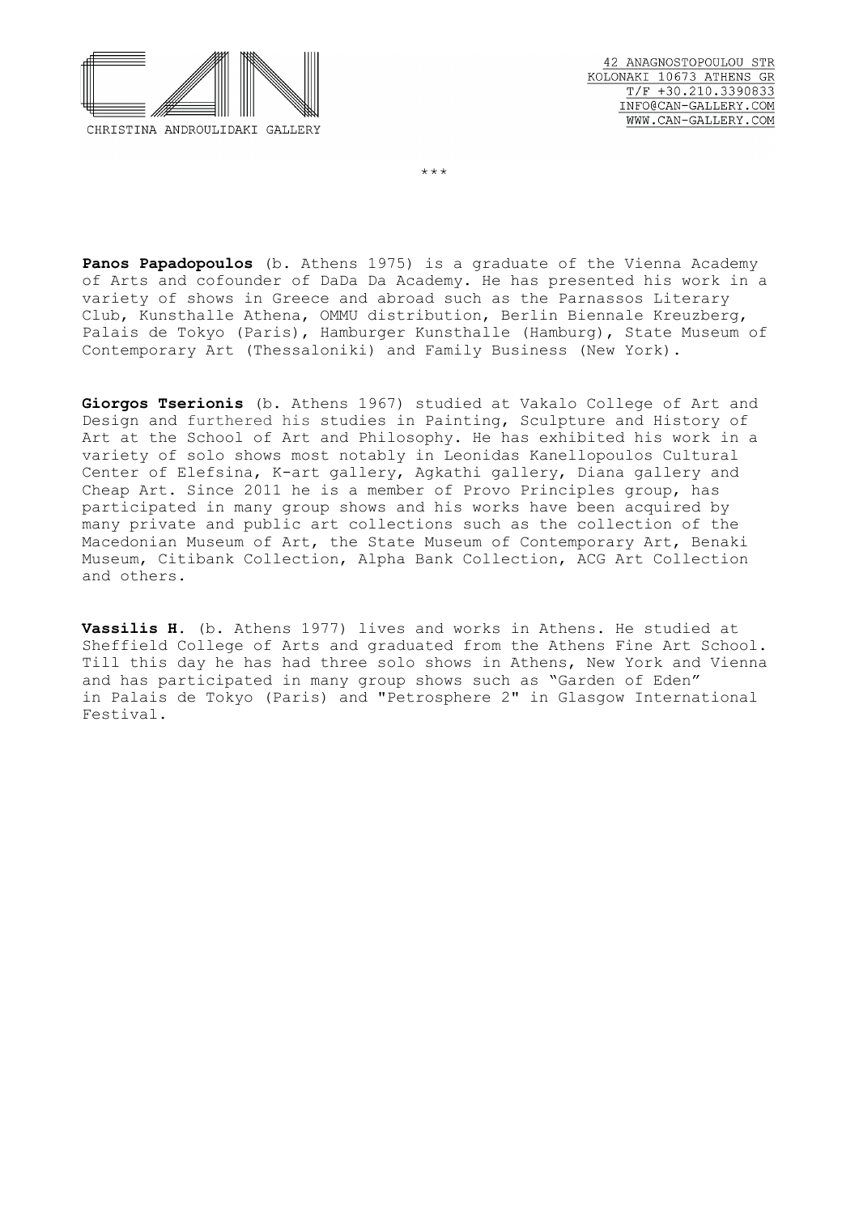\*\*\*

**Panos Papadopoulos** (b. Athens 1975) is a graduate of the Vienna Academy of Arts and cofounder of DaDa Da Academy. He has presented his work in a variety of shows in Greece and abroad such as the Parnassos Literary Club, Kunsthalle Athena, OMMU distribution, Berlin Biennale Kreuzberg, Palais de Tokyo (Paris), Hamburger Kunsthalle (Hamburg), State Museum of Contemporary Art (Thessaloniki) and Family Business (New York).

**Giorgos Tserionis** (b. Athens 1967) studied at Vakalo College of Art and Design and furthered his studies in Painting, Sculpture and History of Art at the School of Art and Philosophy. He has exhibited his work in a variety of solo shows most notably in Leonidas Kanellopoulos Cultural Center of Elefsina, K-art gallery, Agkathi gallery, Diana gallery and Cheap Art. Since 2011 he is a member of Provo Principles group, has participated in many group shows and his works have been acquired by many private and public art collections such as the collection of the Macedonian Museum of Art, the State Museum of Contemporary Art, Benaki Museum, Citibank Collection, Alpha Bank Collection, ACG Art Collection and others.

**Vassilis H.** (b. Athens 1977) lives and works in Athens. He studied at Sheffield College of Arts and graduated from the Athens Fine Art School. Till this day he has had three solo shows in Athens, New York and Vienna and has participated in many group shows such as "Garden of Eden" in Palais de Tokyo (Paris) and "Petrosphere 2" in Glasgow International Festival.